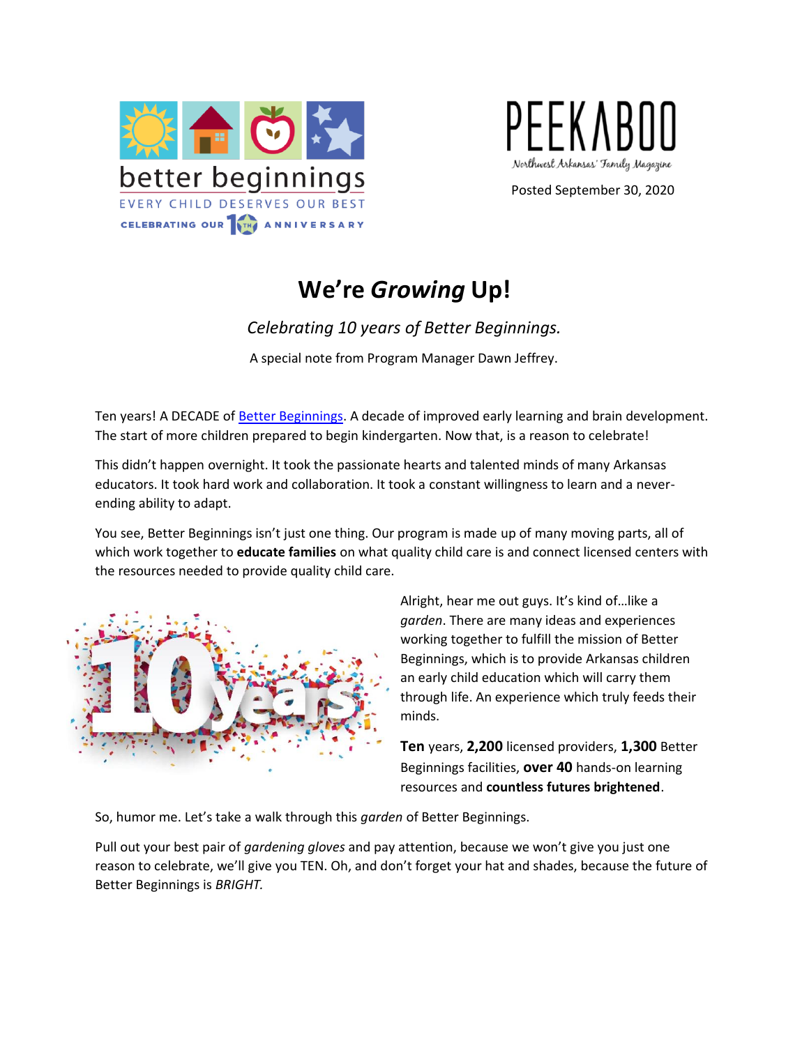better beginnings

EVERY CHILD DESERVES OUR BEST

CELEBRATING OUR 10TH ANNIVERSARY

PEEKABOO

Northwest Arkansas' Family Magazine

Posted September 30, 2020

# We're *Growing* Up!

*Celebrating 10 years of Better Beginnings.*

A special note from Program Manager Dawn Jeffrey.

Ten years! A DECADE of Better Beginnings. A decade of improved early learning and brain development. The start of more children prepared to begin kindergarten. Now that, is a reason to celebrate!

This didn't happen overnight. It took the passionate hearts and talented minds of many Arkansas educators. It took hard work and collaboration. It took a constant willingness to learn and a never-ending ability to adapt.

You see, Better Beginnings isn't just one thing. Our program is made up of many moving parts, all of which work together to **educate families** on what quality child care is and connect licensed centers with the resources needed to provide quality child care.

Alright, hear me out guys. It's kind of…like a *garden*. There are many ideas and experiences working together to fulfill the mission of Better Beginnings, which is to provide Arkansas children an early child education which will carry them through life. An experience which truly feeds their minds.

**Ten** years, **2,200** licensed providers, **1,300** Better Beginnings facilities, **over 40** hands-on learning resources and **countless futures brightened**.

So, humor me. Let's take a walk through this *garden* of Better Beginnings.

Pull out your best pair of *gardening gloves* and pay attention, because we won't give you just one reason to celebrate, we'll give you TEN. Oh, and don't forget your hat and shades, because the future of Better Beginnings is *BRIGHT.*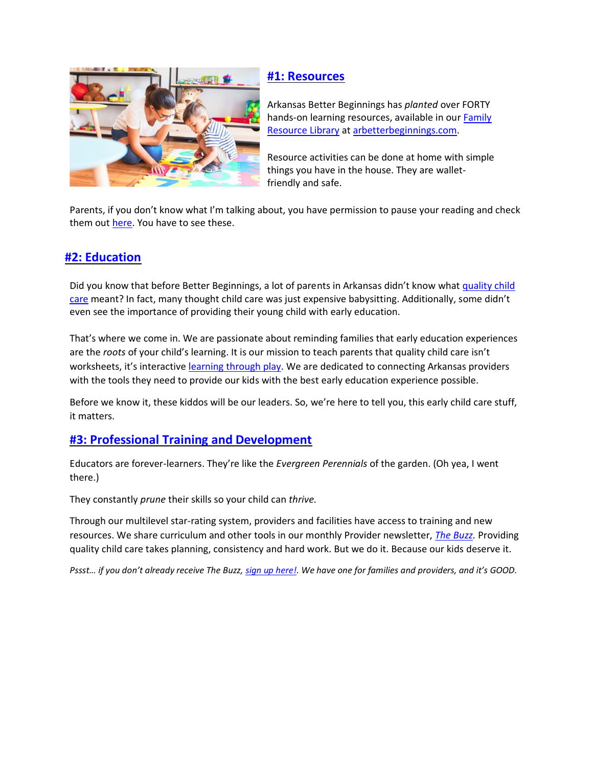## #1: Resources

Arkansas Better Beginnings has *planted* over FORTY hands-on learning resources, available in our Family Resource Library at arbetterbeginnings.com.

Resource activities can be done at home with simple things you have in the house. They are wallet-friendly and safe.

Parents, if you don't know what I'm talking about, you have permission to pause your reading and check them out here. You have to see these.

## #2: Education

Did you know that before Better Beginnings, a lot of parents in Arkansas didn't know what quality child care meant? In fact, many thought child care was just expensive babysitting. Additionally, some didn't even see the importance of providing their young child with early education.

That's where we come in. We are passionate about reminding families that early education experiences are the *roots* of your child's learning. It is our mission to teach parents that quality child care isn't worksheets, it's interactive learning through play. We are dedicated to connecting Arkansas providers with the tools they need to provide our kids with the best early education experience possible.

Before we know it, these kiddos will be our leaders. So, we're here to tell you, this early child care stuff, it matters.

## #3: Professional Training and Development

Educators are forever-learners. They're like the *Evergreen Perennials* of the garden. (Oh yea, I went there.)

They constantly *prune* their skills so your child can *thrive.*

Through our multilevel star-rating system, providers and facilities have access to training and new resources. We share curriculum and other tools in our monthly Provider newsletter, *The Buzz*. Providing quality child care takes planning, consistency and hard work. But we do it. Because our kids deserve it.

*Pssst… if you don't already receive The Buzz, sign up here!. We have one for families and providers, and it's GOOD.*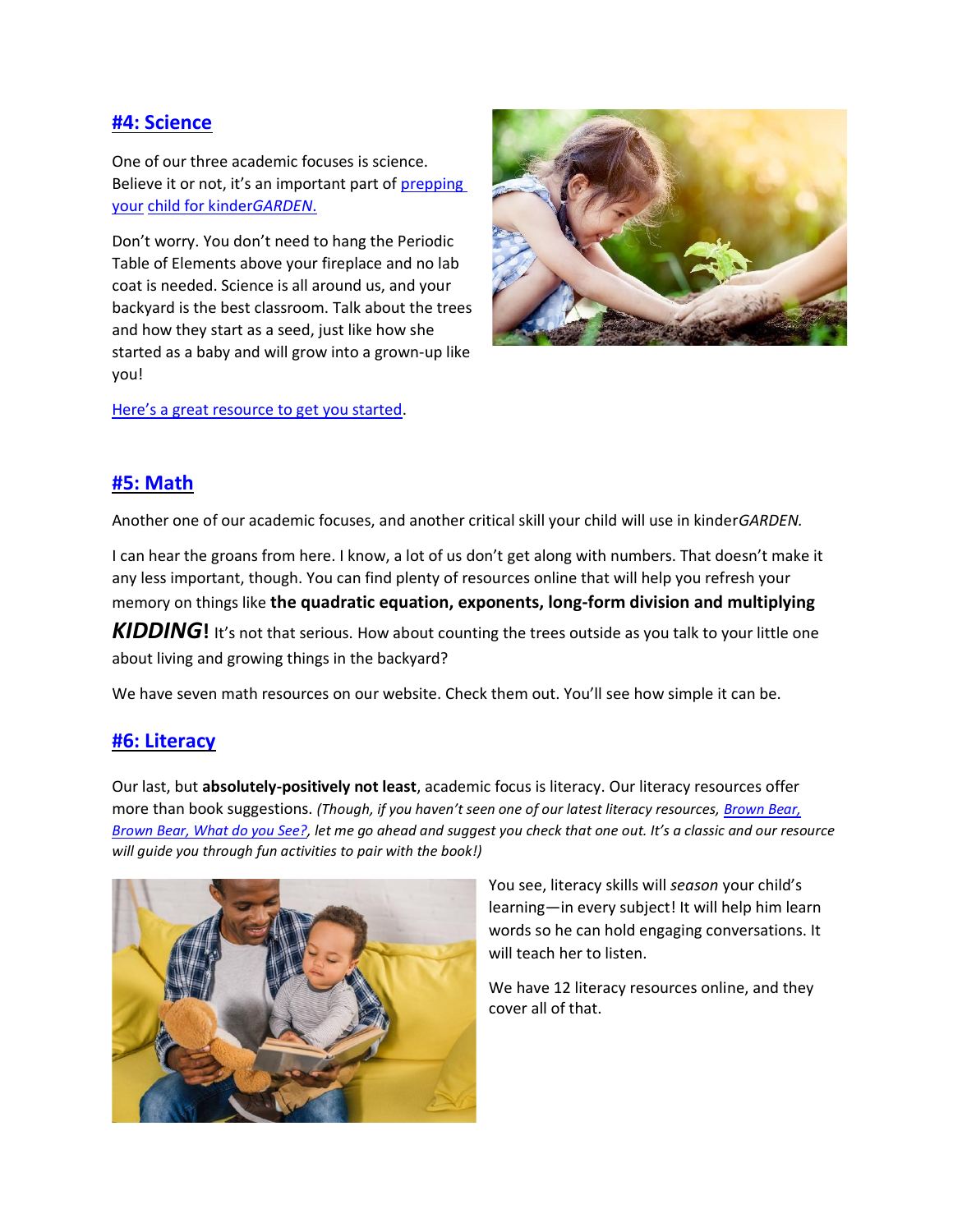## #4: Science

One of our three academic focuses is science. Believe it or not, it's an important part of prepping your child for kinder*GARDEN.*

Don't worry. You don't need to hang the Periodic Table of Elements above your fireplace and no lab coat is needed. Science is all around us, and your backyard is the best classroom. Talk about the trees and how they start as a seed, just like how she started as a baby and will grow into a grown-up like you!

Here's a great resource to get you started.

## #5: Math

Another one of our academic focuses, and another critical skill your child will use in kinder*GARDEN.*

I can hear the groans from here. I know, a lot of us don't get along with numbers. That doesn't make it any less important, though. You can find plenty of resources online that will help you refresh your memory on things like **the quadratic equation, exponents, long-form division and multiplying** ***KIDDING*****!** It's not that serious. How about counting the trees outside as you talk to your little one about living and growing things in the backyard?

We have seven math resources on our website. Check them out. You'll see how simple it can be.

## #6: Literacy

Our last, but **absolutely-positively not least**, academic focus is literacy. Our literacy resources offer more than book suggestions. *(Though, if you haven't seen one of our latest literacy resources, Brown Bear, Brown Bear, What do you See?, let me go ahead and suggest you check that one out. It's a classic and our resource will guide you through fun activities to pair with the book!)*

You see, literacy skills will *season* your child's learning—in every subject! It will help him learn words so he can hold engaging conversations. It will teach her to listen.

We have 12 literacy resources online, and they cover all of that.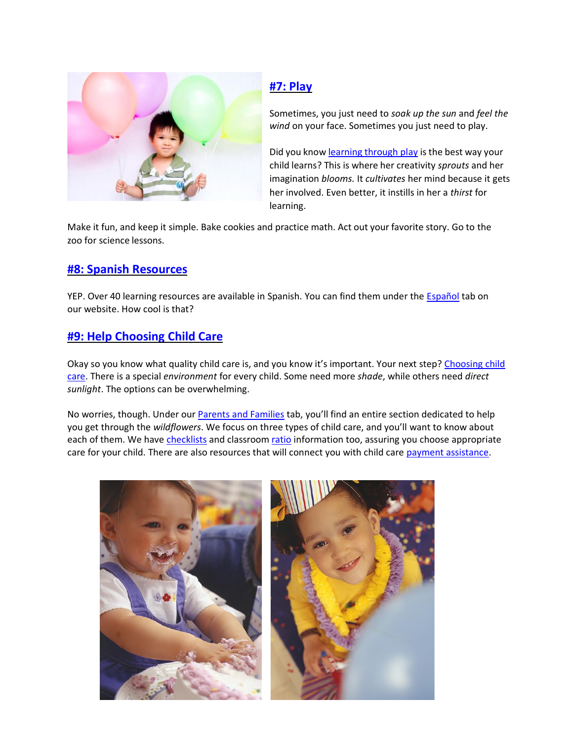## #7: Play

Sometimes, you just need to *soak up the sun* and *feel the wind* on your face. Sometimes you just need to play.

Did you know learning through play is the best way your child learns? This is where her creativity *sprouts* and her imagination *blooms.* It *cultivates* her mind because it gets her involved. Even better, it instills in her a *thirst* for learning.

Make it fun, and keep it simple. Bake cookies and practice math. Act out your favorite story. Go to the zoo for science lessons.

## #8: Spanish Resources

YEP. Over 40 learning resources are available in Spanish. You can find them under the Español tab on our website. How cool is that?

## #9: Help Choosing Child Care

Okay so you know what quality child care is, and you know it's important. Your next step? Choosing child care. There is a special *environment* for every child. Some need more *shade*, while others need *direct sunlight*. The options can be overwhelming.

No worries, though. Under our Parents and Families tab, you'll find an entire section dedicated to help you get through the *wildflowers*. We focus on three types of child care, and you'll want to know about each of them. We have checklists and classroom ratio information too, assuring you choose appropriate care for your child. There are also resources that will connect you with child care payment assistance.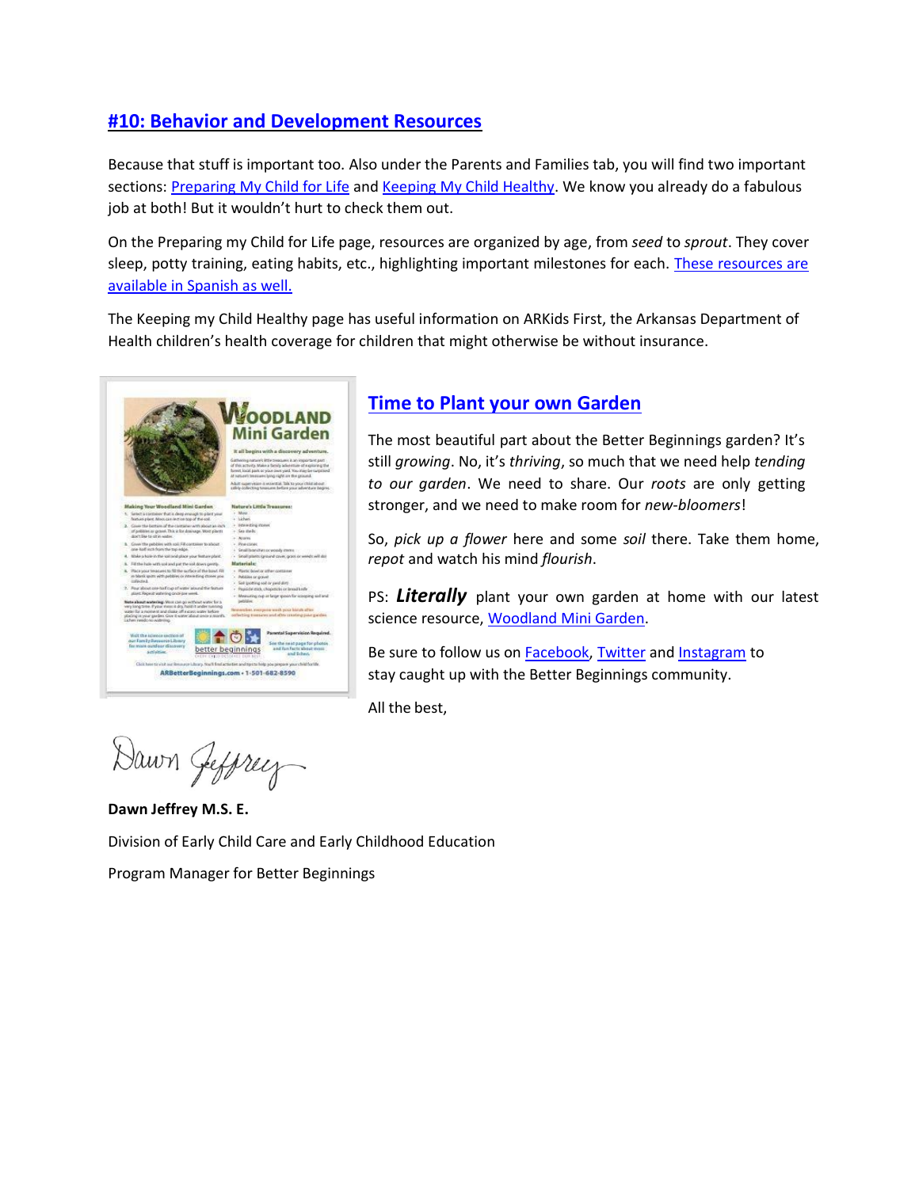## #10: Behavior and Development Resources

Because that stuff is important too. Also under the Parents and Families tab, you will find two important sections: Preparing My Child for Life and Keeping My Child Healthy. We know you already do a fabulous job at both! But it wouldn't hurt to check them out.

On the Preparing my Child for Life page, resources are organized by age, from *seed* to *sprout*. They cover sleep, potty training, eating habits, etc., highlighting important milestones for each. These resources are available in Spanish as well.

The Keeping my Child Healthy page has useful information on ARKids First, the Arkansas Department of Health children's health coverage for children that might otherwise be without insurance.

## Time to Plant your own Garden

The most beautiful part about the Better Beginnings garden? It's still *growing*. No, it's *thriving*, so much that we need help *tending to our garden*. We need to share. Our *roots* are only getting stronger, and we need to make room for *new-bloomers*!

So, *pick up a flower* here and some *soil* there. Take them home, *repot* and watch his mind *flourish*.

PS: ***Literally*** plant your own garden at home with our latest science resource, Woodland Mini Garden.

Be sure to follow us on Facebook, Twitter and Instagram to stay caught up with the Better Beginnings community.

All the best,

Dawn Jeffrey

**Dawn Jeffrey M.S. E.**

Division of Early Child Care and Early Childhood Education

Program Manager for Better Beginnings